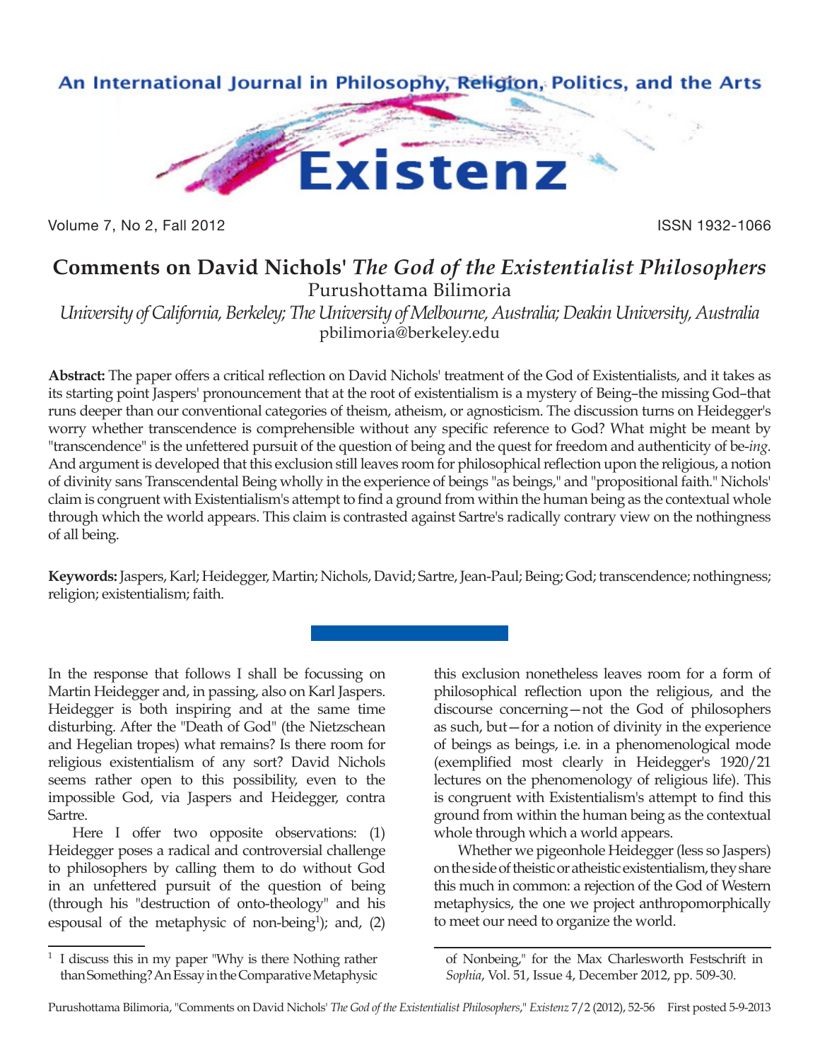# Comments on David Nichols' *The God of the Existentialist Philosophers*

Purushottama Bilimoria

*University of California, Berkeley; The University of Melbourne, Australia; Deakin University, Australia*

pbilimoria@berkeley.edu

**Abstract:** The paper offers a critical reflection on David Nichols' treatment of the God of Existentialists, and it takes as its starting point Jaspers' pronouncement that at the root of existentialism is a mystery of Being–the missing God–that runs deeper than our conventional categories of theism, atheism, or agnosticism. The discussion turns on Heidegger's worry whether transcendence is comprehensible without any specific reference to God? What might be meant by "transcendence" is the unfettered pursuit of the question of being and the quest for freedom and authenticity of be-*ing*. And argument is developed that this exclusion still leaves room for philosophical reflection upon the religious, a notion of divinity sans Transcendental Being wholly in the experience of beings "as beings," and "propositional faith." Nichols' claim is congruent with Existentialism's attempt to find a ground from within the human being as the contextual whole through which the world appears. This claim is contrasted against Sartre's radically contrary view on the nothingness of all being.

**Keywords:** Jaspers, Karl; Heidegger, Martin; Nichols, David; Sartre, Jean-Paul; Being; God; transcendence; nothingness; religion; existentialism; faith.

In the response that follows I shall be focussing on Martin Heidegger and, in passing, also on Karl Jaspers. Heidegger is both inspiring and at the same time disturbing. After the "Death of God" (the Nietzschean and Hegelian tropes) what remains? Is there room for religious existentialism of any sort? David Nichols seems rather open to this possibility, even to the impossible God, via Jaspers and Heidegger, contra Sartre.

Here I offer two opposite observations: (1) Heidegger poses a radical and controversial challenge to philosophers by calling them to do without God in an unfettered pursuit of the question of being (through his "destruction of onto-theology" and his espousal of the metaphysic of non-being[1]); and, (2) this exclusion nonetheless leaves room for a form of philosophical reflection upon the religious, and the discourse concerning—not the God of philosophers as such, but—for a notion of divinity in the experience of beings as beings, i.e. in a phenomenological mode (exemplified most clearly in Heidegger's 1920/21 lectures on the phenomenology of religious life). This is congruent with Existentialism's attempt to find this ground from within the human being as the contextual whole through which a world appears.

Whether we pigeonhole Heidegger (less so Jaspers) on the side of theistic or atheistic existentialism, they share this much in common: a rejection of the God of Western metaphysics, the one we project anthropomorphically to meet our need to organize the world.

[1] I discuss this in my paper "Why is there Nothing rather than Something? An Essay in the Comparative Metaphysic of Nonbeing," for the Max Charlesworth Festschrift in *Sophia*, Vol. 51, Issue 4, December 2012, pp. 509-30.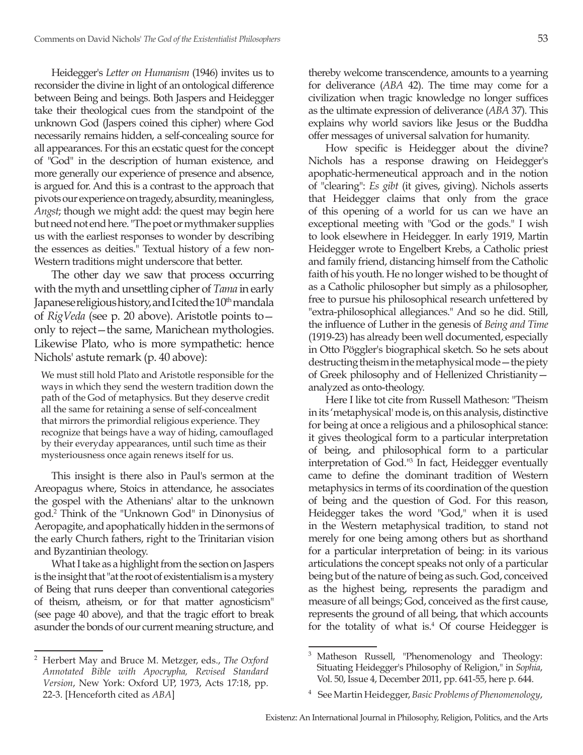Heidegger's *Letter on Humanism* (1946) invites us to reconsider the divine in light of an ontological difference between Being and beings. Both Jaspers and Heidegger take their theological cues from the standpoint of the unknown God (Jaspers coined this cipher) where God necessarily remains hidden, a self-concealing source for all appearances. For this an ecstatic quest for the concept of "God" in the description of human existence, and more generally our experience of presence and absence, is argued for. And this is a contrast to the approach that pivots our experience on tragedy, absurdity, meaningless, *Angst*; though we might add: the quest may begin here but need not end here. "The poet or mythmaker supplies us with the earliest responses to wonder by describing the essences as deities." Textual history of a few non-Western traditions might underscore that better.

The other day we saw that process occurring with the myth and unsettling cipher of *Tama* in early Japanese religious history, and I cited the 10th mandala of *RigVeda* (see p. 20 above). Aristotle points to—only to reject—the same, Manichean mythologies. Likewise Plato, who is more sympathetic: hence Nichols' astute remark (p. 40 above):

> We must still hold Plato and Aristotle responsible for the ways in which they send the western tradition down the path of the God of metaphysics. But they deserve credit all the same for retaining a sense of self-concealment that mirrors the primordial religious experience. They recognize that beings have a way of hiding, camouflaged by their everyday appearances, until such time as their mysteriousness once again renews itself for us.

This insight is there also in Paul's sermon at the Areopagus where, Stoics in attendance, he associates the gospel with the Athenians' altar to the unknown god.[2] Think of the "Unknown God" in Dinonysius of Aeropagite, and apophatically hidden in the sermons of the early Church fathers, right to the Trinitarian vision and Byzantinian theology.

What I take as a highlight from the section on Jaspers is the insight that "at the root of existentialism is a mystery of Being that runs deeper than conventional categories of theism, atheism, or for that matter agnosticism" (see page 40 above), and that the tragic effort to break asunder the bonds of our current meaning structure, and thereby welcome transcendence, amounts to a yearning for deliverance (*ABA* 42). The time may come for a civilization when tragic knowledge no longer suffices as the ultimate expression of deliverance (*ABA* 37). This explains why world saviors like Jesus or the Buddha offer messages of universal salvation for humanity.

How specific is Heidegger about the divine? Nichols has a response drawing on Heidegger's apophatic-hermeneutical approach and in the notion of "clearing": *Es gibt* (it gives, giving). Nichols asserts that Heidegger claims that only from the grace of this opening of a world for us can we have an exceptional meeting with "God or the gods." I wish to look elsewhere in Heidegger. In early 1919, Martin Heidegger wrote to Engelbert Krebs, a Catholic priest and family friend, distancing himself from the Catholic faith of his youth. He no longer wished to be thought of as a Catholic philosopher but simply as a philosopher, free to pursue his philosophical research unfettered by "extra-philosophical allegiances." And so he did. Still, the influence of Luther in the genesis of *Being and Time* (1919-23) has already been well documented, especially in Otto Pöggler's biographical sketch. So he sets about destructing theism in the metaphysical mode—the piety of Greek philosophy and of Hellenized Christianity—analyzed as onto-theology.

Here I like tot cite from Russell Matheson: "Theism in its 'metaphysical' mode is, on this analysis, distinctive for being at once a religious and a philosophical stance: it gives theological form to a particular interpretation of being, and philosophical form to a particular interpretation of God."[3] In fact, Heidegger eventually came to define the dominant tradition of Western metaphysics in terms of its coordination of the question of being and the question of God. For this reason, Heidegger takes the word "God," when it is used in the Western metaphysical tradition, to stand not merely for one being among others but as shorthand for a particular interpretation of being: in its various articulations the concept speaks not only of a particular being but of the nature of being as such. God, conceived as the highest being, represents the paradigm and measure of all beings; God, conceived as the first cause, represents the ground of all being, that which accounts for the totality of what is.[4] Of course Heidegger is

---

[2] Herbert May and Bruce M. Metzger, eds., *The Oxford Annotated Bible with Apocrypha, Revised Standard Version*, New York: Oxford UP, 1973, Acts 17:18, pp. 22-3. [Henceforth cited as *ABA*]

[3] Matheson Russell, "Phenomenology and Theology: Situating Heidegger's Philosophy of Religion," in *Sophia*, Vol. 50, Issue 4, December 2011, pp. 641-55, here p. 644.

[4] See Martin Heidegger, *Basic Problems of Phenomenology*,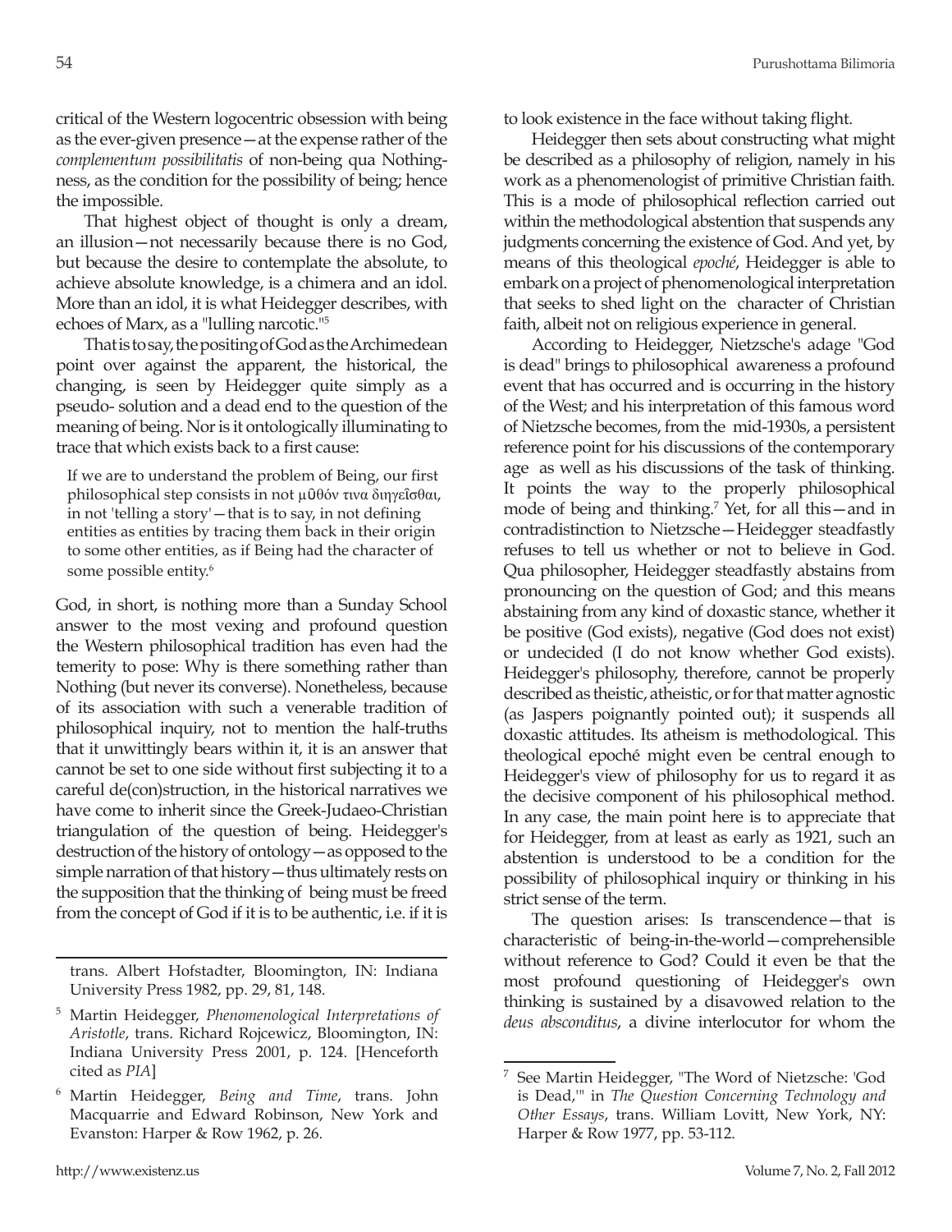critical of the Western logocentric obsession with being as the ever-given presence—at the expense rather of the *complementum possibilitatis* of non-being qua Nothingness, as the condition for the possibility of being; hence the impossible.

That highest object of thought is only a dream, an illusion—not necessarily because there is no God, but because the desire to contemplate the absolute, to achieve absolute knowledge, is a chimera and an idol. More than an idol, it is what Heidegger describes, with echoes of Marx, as a "lulling narcotic."[5]

That is to say, the positing of God as the Archimedean point over against the apparent, the historical, the changing, is seen by Heidegger quite simply as a pseudo- solution and a dead end to the question of the meaning of being. Nor is it ontologically illuminating to trace that which exists back to a first cause:

> If we are to understand the problem of Being, our first philosophical step consists in not μῦθόν τινα διηγεῖσθαι, in not 'telling a story'—that is to say, in not defining entities as entities by tracing them back in their origin to some other entities, as if Being had the character of some possible entity.[6]

God, in short, is nothing more than a Sunday School answer to the most vexing and profound question the Western philosophical tradition has even had the temerity to pose: Why is there something rather than Nothing (but never its converse). Nonetheless, because of its association with such a venerable tradition of philosophical inquiry, not to mention the half-truths that it unwittingly bears within it, it is an answer that cannot be set to one side without first subjecting it to a careful de(con)struction, in the historical narratives we have come to inherit since the Greek-Judaeo-Christian triangulation of the question of being. Heidegger's destruction of the history of ontology—as opposed to the simple narration of that history—thus ultimately rests on the supposition that the thinking of being must be freed from the concept of God if it is to be authentic, i.e. if it is to look existence in the face without taking flight.

Heidegger then sets about constructing what might be described as a philosophy of religion, namely in his work as a phenomenologist of primitive Christian faith. This is a mode of philosophical reflection carried out within the methodological abstention that suspends any judgments concerning the existence of God. And yet, by means of this theological *epoché*, Heidegger is able to embark on a project of phenomenological interpretation that seeks to shed light on the character of Christian faith, albeit not on religious experience in general.

According to Heidegger, Nietzsche's adage "God is dead" brings to philosophical awareness a profound event that has occurred and is occurring in the history of the West; and his interpretation of this famous word of Nietzsche becomes, from the mid-1930s, a persistent reference point for his discussions of the contemporary age as well as his discussions of the task of thinking. It points the way to the properly philosophical mode of being and thinking.[7] Yet, for all this—and in contradistinction to Nietzsche—Heidegger steadfastly refuses to tell us whether or not to believe in God. Qua philosopher, Heidegger steadfastly abstains from pronouncing on the question of God; and this means abstaining from any kind of doxastic stance, whether it be positive (God exists), negative (God does not exist) or undecided (I do not know whether God exists). Heidegger's philosophy, therefore, cannot be properly described as theistic, atheistic, or for that matter agnostic (as Jaspers poignantly pointed out); it suspends all doxastic attitudes. Its atheism is methodological. This theological epoché might even be central enough to Heidegger's view of philosophy for us to regard it as the decisive component of his philosophical method. In any case, the main point here is to appreciate that for Heidegger, from at least as early as 1921, such an abstention is understood to be a condition for the possibility of philosophical inquiry or thinking in his strict sense of the term.

The question arises: Is transcendence—that is characteristic of being-in-the-world—comprehensible without reference to God? Could it even be that the most profound questioning of Heidegger's own thinking is sustained by a disavowed relation to the *deus absconditus*, a divine interlocutor for whom the

---

trans. Albert Hofstadter, Bloomington, IN: Indiana University Press 1982, pp. 29, 81, 148.

[5] Martin Heidegger, *Phenomenological Interpretations of Aristotle*, trans. Richard Rojcewicz, Bloomington, IN: Indiana University Press 2001, p. 124. [Henceforth cited as *PIA*]

[6] Martin Heidegger, *Being and Time*, trans. John Macquarrie and Edward Robinson, New York and Evanston: Harper & Row 1962, p. 26.

[7] See Martin Heidegger, "The Word of Nietzsche: 'God is Dead,'" in *The Question Concerning Technology and Other Essays*, trans. William Lovitt, New York, NY: Harper & Row 1977, pp. 53-112.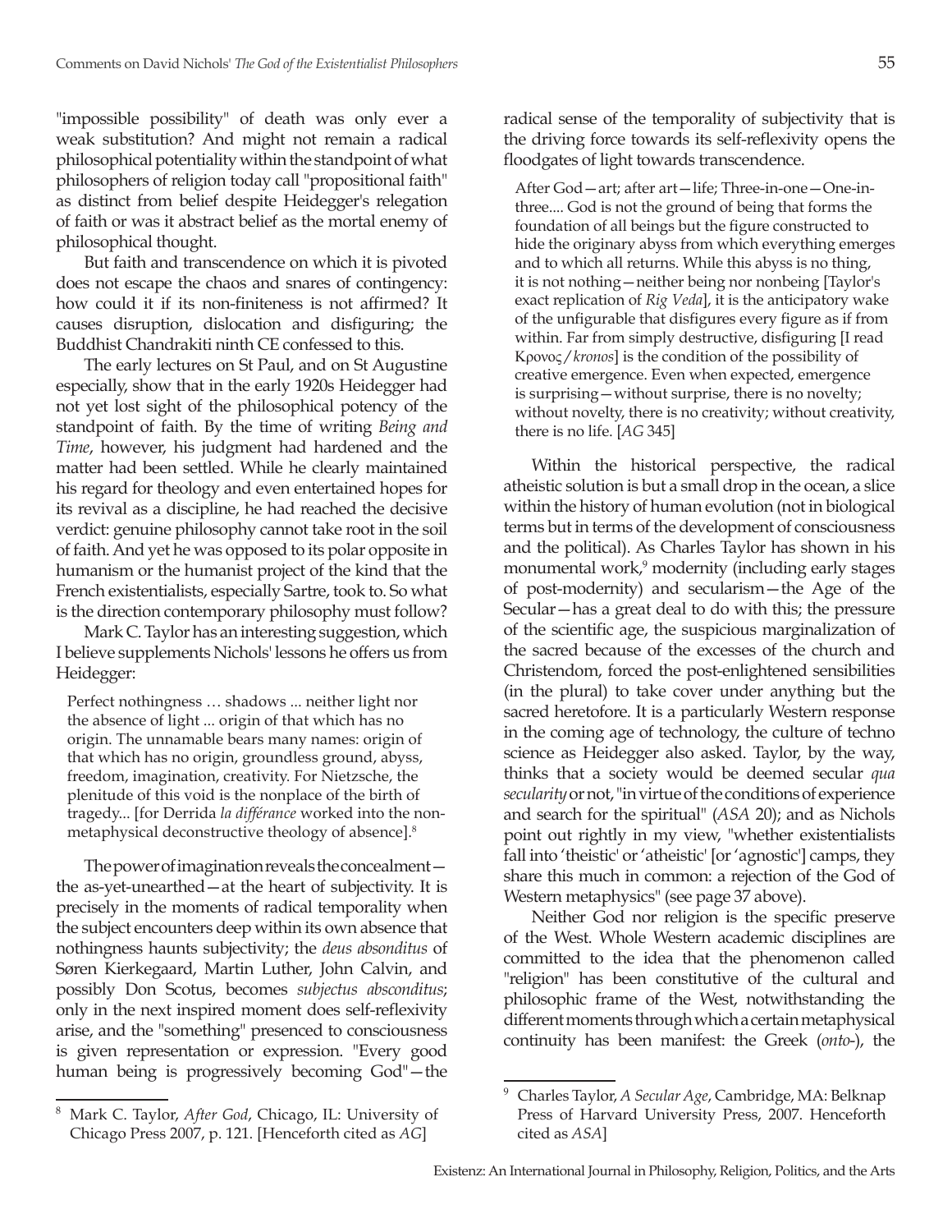"impossible possibility" of death was only ever a weak substitution? And might not remain a radical philosophical potentiality within the standpoint of what philosophers of religion today call "propositional faith" as distinct from belief despite Heidegger's relegation of faith or was it abstract belief as the mortal enemy of philosophical thought.

But faith and transcendence on which it is pivoted does not escape the chaos and snares of contingency: how could it if its non-finiteness is not affirmed? It causes disruption, dislocation and disfiguring; the Buddhist Chandrakiti ninth CE confessed to this.

The early lectures on St Paul, and on St Augustine especially, show that in the early 1920s Heidegger had not yet lost sight of the philosophical potency of the standpoint of faith. By the time of writing *Being and Time*, however, his judgment had hardened and the matter had been settled. While he clearly maintained his regard for theology and even entertained hopes for its revival as a discipline, he had reached the decisive verdict: genuine philosophy cannot take root in the soil of faith. And yet he was opposed to its polar opposite in humanism or the humanist project of the kind that the French existentialists, especially Sartre, took to. So what is the direction contemporary philosophy must follow?

Mark C. Taylor has an interesting suggestion, which I believe supplements Nichols' lessons he offers us from Heidegger:

> Perfect nothingness … shadows ... neither light nor the absence of light ... origin of that which has no origin. The unnamable bears many names: origin of that which has no origin, groundless ground, abyss, freedom, imagination, creativity. For Nietzsche, the plenitude of this void is the nonplace of the birth of tragedy... [for Derrida *la différance* worked into the non-metaphysical deconstructive theology of absence].[8]

The power of imagination reveals the concealment—the as-yet-unearthed—at the heart of subjectivity. It is precisely in the moments of radical temporality when the subject encounters deep within its own absence that nothingness haunts subjectivity; the *deus absonditus* of Søren Kierkegaard, Martin Luther, John Calvin, and possibly Don Scotus, becomes *subjectus absconditus*; only in the next inspired moment does self-reflexivity arise, and the "something" presenced to consciousness is given representation or expression. "Every good human being is progressively becoming God"—the radical sense of the temporality of subjectivity that is the driving force towards its self-reflexivity opens the floodgates of light towards transcendence.

> After God—art; after art—life; Three-in-one—One-in-three.... God is not the ground of being that forms the foundation of all beings but the figure constructed to hide the originary abyss from which everything emerges and to which all returns. While this abyss is no thing, it is not nothing—neither being nor nonbeing [Taylor's exact replication of *Rig Veda*], it is the anticipatory wake of the unfigurable that disfigures every figure as if from within. Far from simply destructive, disfiguring [I read Κρονος/*kronos*] is the condition of the possibility of creative emergence. Even when expected, emergence is surprising—without surprise, there is no novelty; without novelty, there is no creativity; without creativity, there is no life. [*AG* 345]

Within the historical perspective, the radical atheistic solution is but a small drop in the ocean, a slice within the history of human evolution (not in biological terms but in terms of the development of consciousness and the political). As Charles Taylor has shown in his monumental work,[9] modernity (including early stages of post-modernity) and secularism—the Age of the Secular—has a great deal to do with this; the pressure of the scientific age, the suspicious marginalization of the sacred because of the excesses of the church and Christendom, forced the post-enlightened sensibilities (in the plural) to take cover under anything but the sacred heretofore. It is a particularly Western response in the coming age of technology, the culture of techno science as Heidegger also asked. Taylor, by the way, thinks that a society would be deemed secular *qua secularity* or not, "in virtue of the conditions of experience and search for the spiritual" (*ASA* 20); and as Nichols point out rightly in my view, "whether existentialists fall into 'theistic' or 'atheistic' [or 'agnostic'] camps, they share this much in common: a rejection of the God of Western metaphysics" (see page 37 above).

Neither God nor religion is the specific preserve of the West. Whole Western academic disciplines are committed to the idea that the phenomenon called "religion" has been constitutive of the cultural and philosophic frame of the West, notwithstanding the different moments through which a certain metaphysical continuity has been manifest: the Greek (*onto*-), the

---

[8] Mark C. Taylor, *After God*, Chicago, IL: University of Chicago Press 2007, p. 121. [Henceforth cited as *AG*]

[9] Charles Taylor, *A Secular Age*, Cambridge, MA: Belknap Press of Harvard University Press, 2007. Henceforth cited as *ASA*]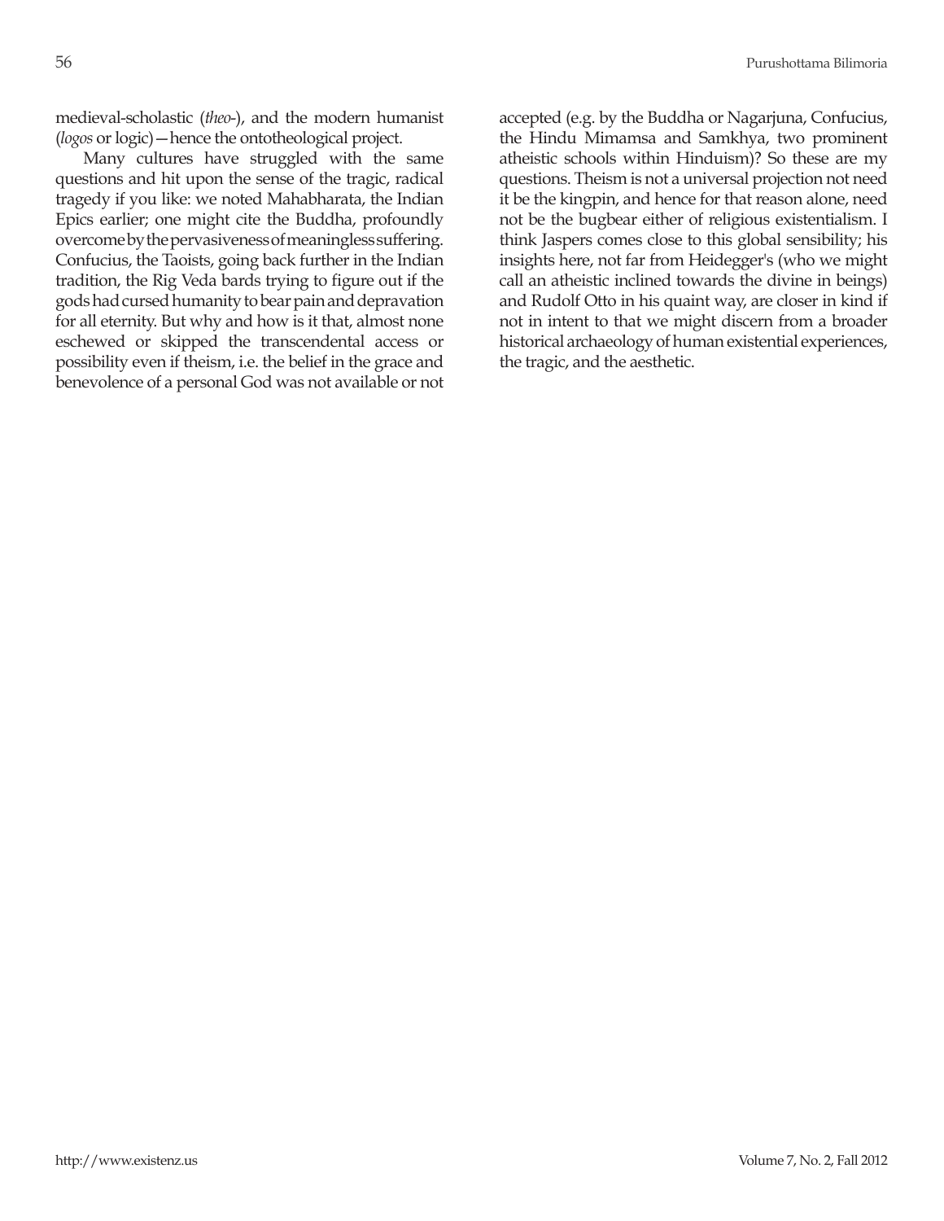medieval-scholastic (*theo*-), and the modern humanist (*logos* or logic)—hence the ontotheological project.

Many cultures have struggled with the same questions and hit upon the sense of the tragic, radical tragedy if you like: we noted Mahabharata, the Indian Epics earlier; one might cite the Buddha, profoundly overcome by the pervasiveness of meaningless suffering. Confucius, the Taoists, going back further in the Indian tradition, the Rig Veda bards trying to figure out if the gods had cursed humanity to bear pain and depravation for all eternity. But why and how is it that, almost none eschewed or skipped the transcendental access or possibility even if theism, i.e. the belief in the grace and benevolence of a personal God was not available or not accepted (e.g. by the Buddha or Nagarjuna, Confucius, the Hindu Mimamsa and Samkhya, two prominent atheistic schools within Hinduism)? So these are my questions. Theism is not a universal projection not need it be the kingpin, and hence for that reason alone, need not be the bugbear either of religious existentialism. I think Jaspers comes close to this global sensibility; his insights here, not far from Heidegger's (who we might call an atheistic inclined towards the divine in beings) and Rudolf Otto in his quaint way, are closer in kind if not in intent to that we might discern from a broader historical archaeology of human existential experiences, the tragic, and the aesthetic.